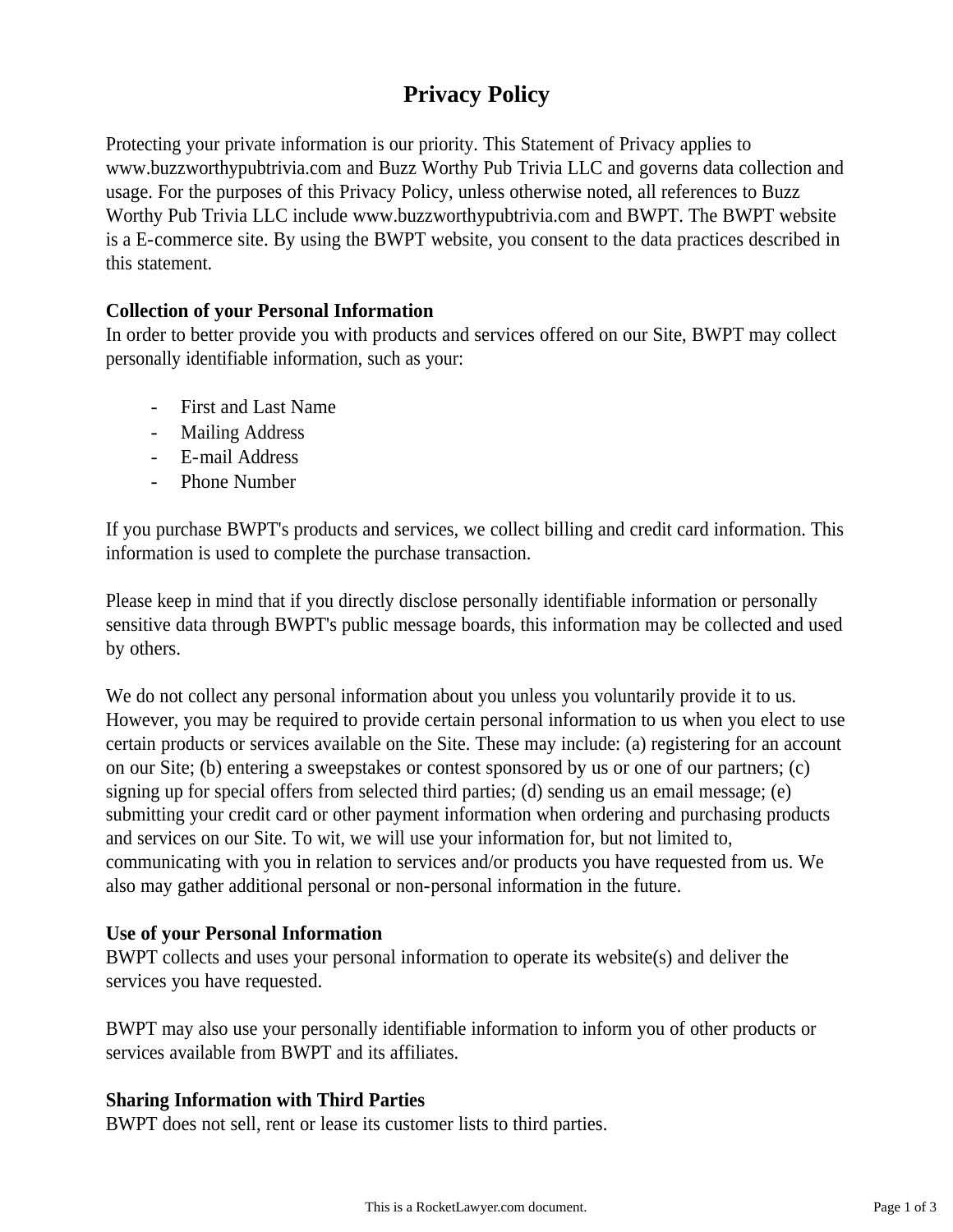# Privacy Policy

Protecting your private information is our priority. This Statement of Privacy applies to www.buzzworthypubtrivia.com and Buzz Worthy Pub Trivia LLC and governs data collection and usage. For the purposes of this Privacy Policy, unless otherwise noted, all references to Buzz Worthy Pub Trivia LLC include www.buzzworthypubtrivia.com and BWPT. The BWPT website is a E-commerce site. By using the BWPT website, you consent to the data practices described in this statement.

**Collection of your Personal Information**
In order to better provide you with products and services offered on our Site, BWPT may collect personally identifiable information, such as your:

- First and Last Name
- Mailing Address
- E-mail Address
- Phone Number

If you purchase BWPT's products and services, we collect billing and credit card information. This information is used to complete the purchase transaction.

Please keep in mind that if you directly disclose personally identifiable information or personally sensitive data through BWPT's public message boards, this information may be collected and used by others.

We do not collect any personal information about you unless you voluntarily provide it to us. However, you may be required to provide certain personal information to us when you elect to use certain products or services available on the Site. These may include: (a) registering for an account on our Site; (b) entering a sweepstakes or contest sponsored by us or one of our partners; (c) signing up for special offers from selected third parties; (d) sending us an email message; (e) submitting your credit card or other payment information when ordering and purchasing products and services on our Site. To wit, we will use your information for, but not limited to, communicating with you in relation to services and/or products you have requested from us. We also may gather additional personal or non-personal information in the future.

**Use of your Personal Information**
BWPT collects and uses your personal information to operate its website(s) and deliver the services you have requested.

BWPT may also use your personally identifiable information to inform you of other products or services available from BWPT and its affiliates.

**Sharing Information with Third Parties**
BWPT does not sell, rent or lease its customer lists to third parties.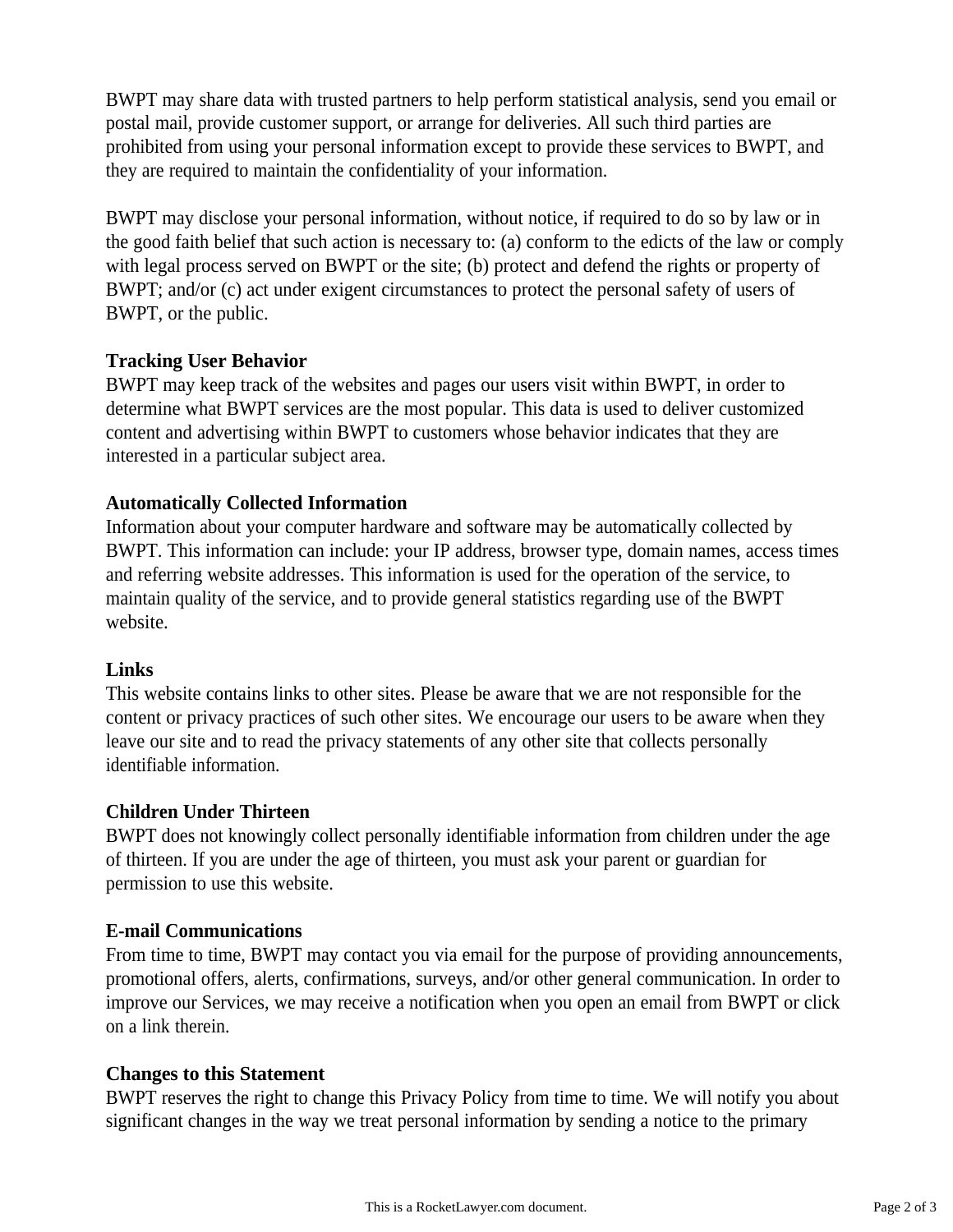BWPT may share data with trusted partners to help perform statistical analysis, send you email or postal mail, provide customer support, or arrange for deliveries. All such third parties are prohibited from using your personal information except to provide these services to BWPT, and they are required to maintain the confidentiality of your information.

BWPT may disclose your personal information, without notice, if required to do so by law or in the good faith belief that such action is necessary to: (a) conform to the edicts of the law or comply with legal process served on BWPT or the site; (b) protect and defend the rights or property of BWPT; and/or (c) act under exigent circumstances to protect the personal safety of users of BWPT, or the public.

**Tracking User Behavior**
BWPT may keep track of the websites and pages our users visit within BWPT, in order to determine what BWPT services are the most popular. This data is used to deliver customized content and advertising within BWPT to customers whose behavior indicates that they are interested in a particular subject area.

**Automatically Collected Information**
Information about your computer hardware and software may be automatically collected by BWPT. This information can include: your IP address, browser type, domain names, access times and referring website addresses. This information is used for the operation of the service, to maintain quality of the service, and to provide general statistics regarding use of the BWPT website.

**Links**
This website contains links to other sites. Please be aware that we are not responsible for the content or privacy practices of such other sites. We encourage our users to be aware when they leave our site and to read the privacy statements of any other site that collects personally identifiable information.

**Children Under Thirteen**
BWPT does not knowingly collect personally identifiable information from children under the age of thirteen. If you are under the age of thirteen, you must ask your parent or guardian for permission to use this website.

**E-mail Communications**
From time to time, BWPT may contact you via email for the purpose of providing announcements, promotional offers, alerts, confirmations, surveys, and/or other general communication. In order to improve our Services, we may receive a notification when you open an email from BWPT or click on a link therein.

**Changes to this Statement**
BWPT reserves the right to change this Privacy Policy from time to time. We will notify you about significant changes in the way we treat personal information by sending a notice to the primary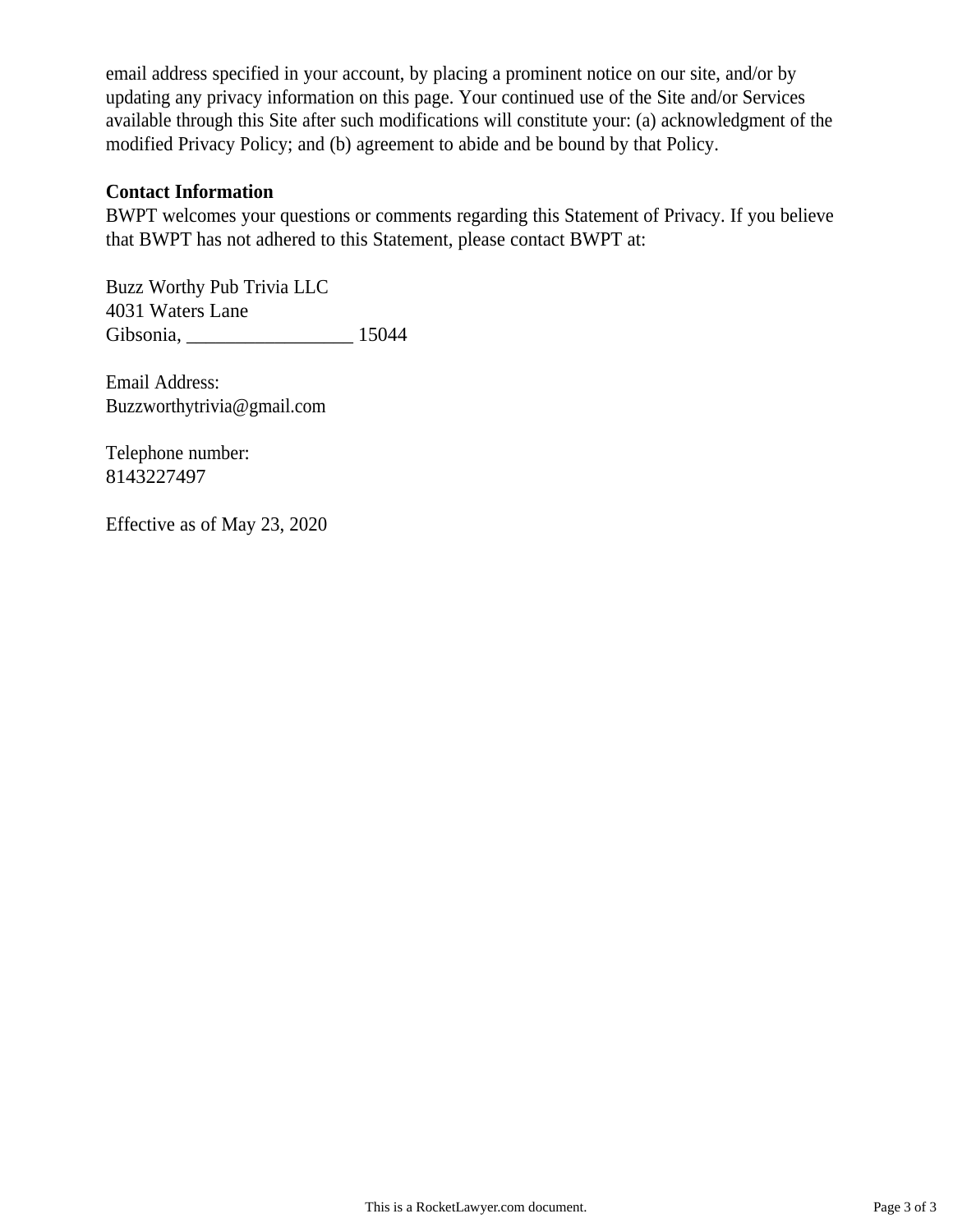email address specified in your account, by placing a prominent notice on our site, and/or by updating any privacy information on this page. Your continued use of the Site and/or Services available through this Site after such modifications will constitute your: (a) acknowledgment of the modified Privacy Policy; and (b) agreement to abide and be bound by that Policy.

**Contact Information**

BWPT welcomes your questions or comments regarding this Statement of Privacy. If you believe that BWPT has not adhered to this Statement, please contact BWPT at:

Buzz Worthy Pub Trivia LLC
4031 Waters Lane
Gibsonia, _________________ 15044

Email Address:
Buzzworthytrivia@gmail.com

Telephone number:
8143227497

Effective as of May 23, 2020